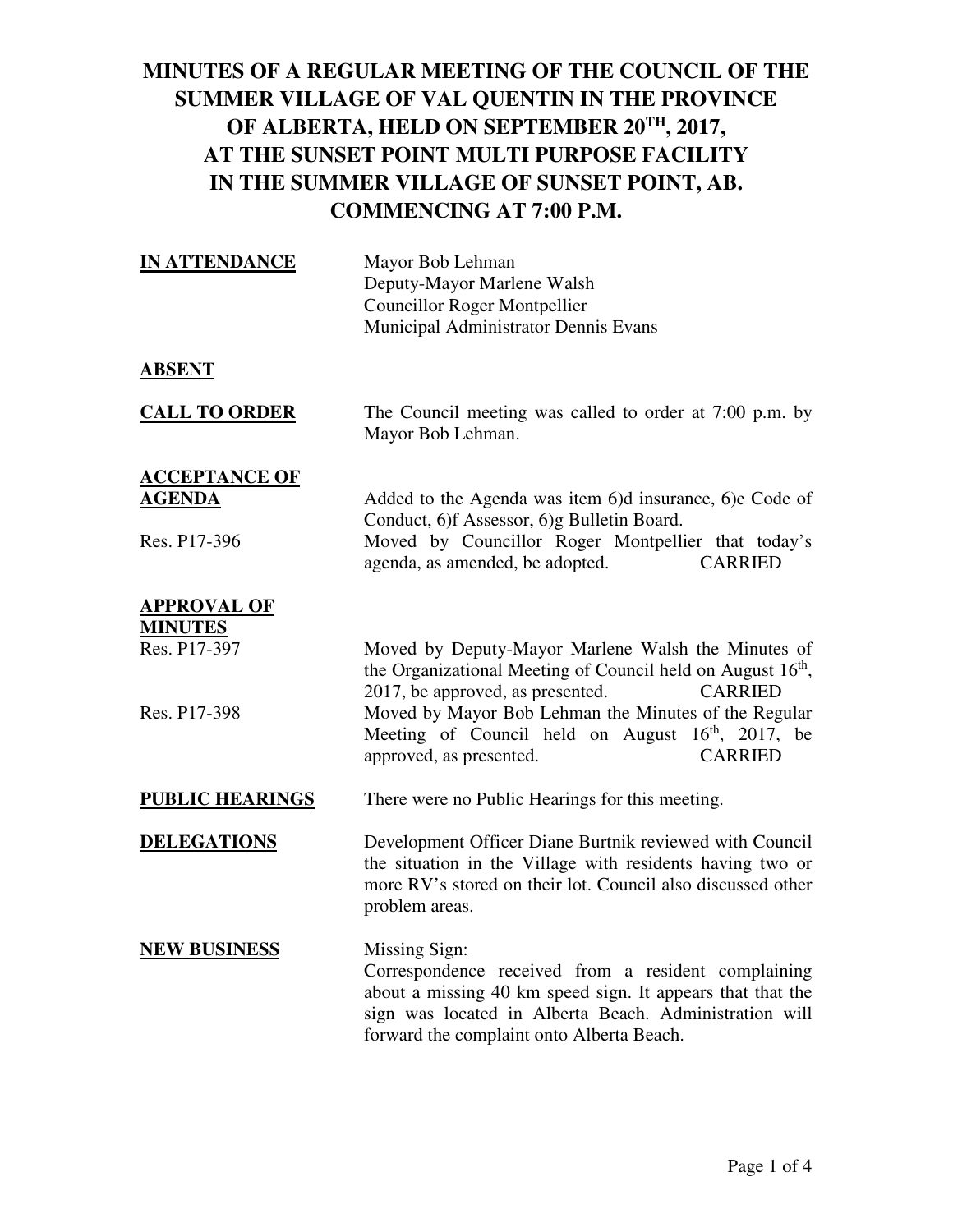# MINUTES OF A REGULAR MEETING OF THE COUNCIL OF THE SUMMER VILLAGE OF VAL QUENTIN IN THE PROVINCE OF ALBERTA, HELD ON SEPTEMBER 20TH, 2017, AT THE SUNSET POINT MULTI PURPOSE FACILITY IN THE SUMMER VILLAGE OF SUNSET POINT, AB. COMMENCING AT 7:00 P.M.

**IN ATTENDANCE**

Mayor Bob Lehman
Deputy-Mayor Marlene Walsh
Councillor Roger Montpellier
Municipal Administrator Dennis Evans

**ABSENT**

**CALL TO ORDER**

The Council meeting was called to order at 7:00 p.m. by Mayor Bob Lehman.

**ACCEPTANCE OF AGENDA**

Added to the Agenda was item 6)d insurance, 6)e Code of Conduct, 6)f Assessor, 6)g Bulletin Board.

Res. P17-396 — Moved by Councillor Roger Montpellier that today's agenda, as amended, be adopted. CARRIED

**APPROVAL OF MINUTES**

Res. P17-397 — Moved by Deputy-Mayor Marlene Walsh the Minutes of the Organizational Meeting of Council held on August 16th, 2017, be approved, as presented. CARRIED

Res. P17-398 — Moved by Mayor Bob Lehman the Minutes of the Regular Meeting of Council held on August 16th, 2017, be approved, as presented. CARRIED

**PUBLIC HEARINGS**

There were no Public Hearings for this meeting.

**DELEGATIONS**

Development Officer Diane Burtnik reviewed with Council the situation in the Village with residents having two or more RV's stored on their lot. Council also discussed other problem areas.

**NEW BUSINESS**

Missing Sign:
Correspondence received from a resident complaining about a missing 40 km speed sign. It appears that that the sign was located in Alberta Beach. Administration will forward the complaint onto Alberta Beach.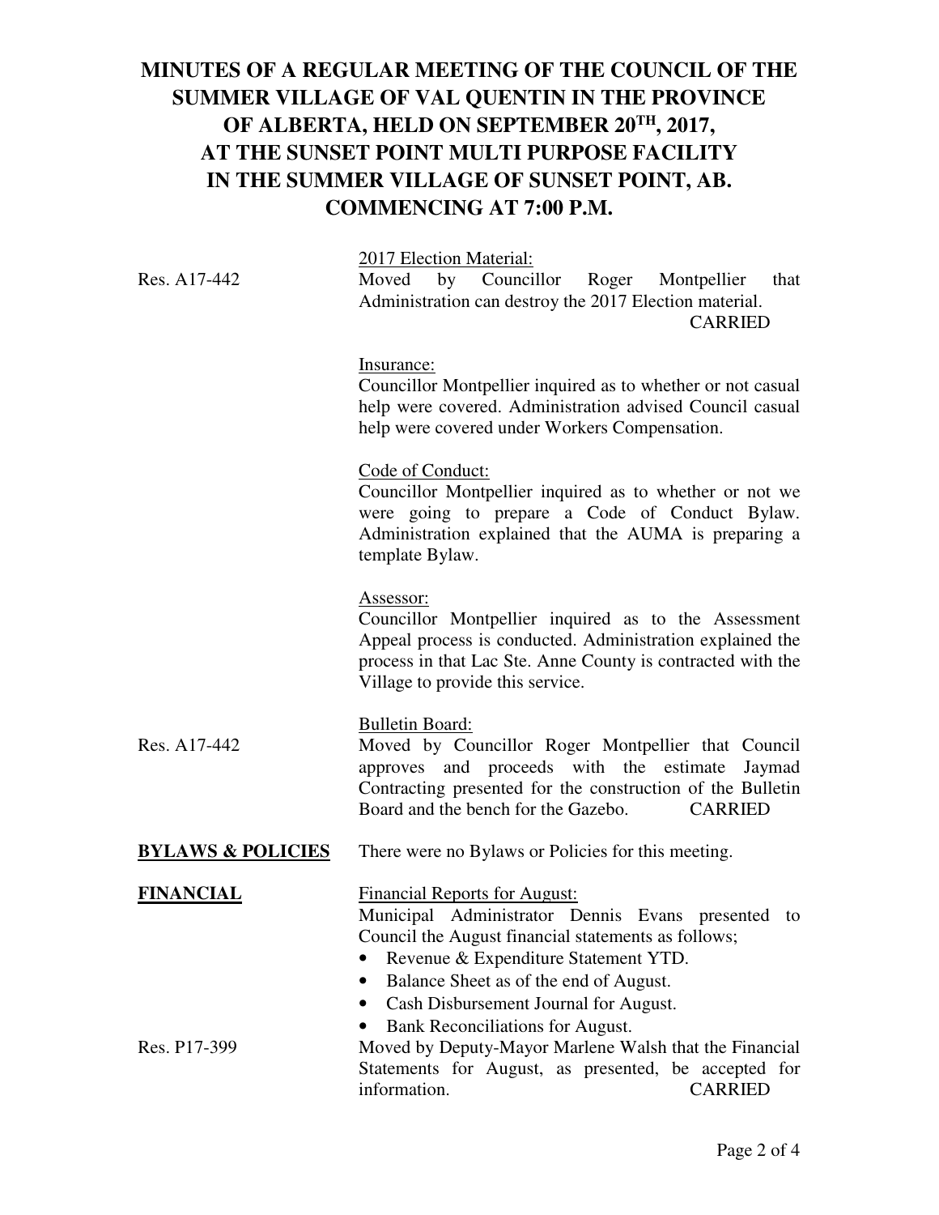# MINUTES OF A REGULAR MEETING OF THE COUNCIL OF THE SUMMER VILLAGE OF VAL QUENTIN IN THE PROVINCE OF ALBERTA, HELD ON SEPTEMBER 20TH, 2017, AT THE SUNSET POINT MULTI PURPOSE FACILITY IN THE SUMMER VILLAGE OF SUNSET POINT, AB. COMMENCING AT 7:00 P.M.

2017 Election Material:

Res. A17-442 — Moved by Councillor Roger Montpellier that Administration can destroy the 2017 Election material. CARRIED

Insurance:

Councillor Montpellier inquired as to whether or not casual help were covered. Administration advised Council casual help were covered under Workers Compensation.

Code of Conduct:

Councillor Montpellier inquired as to whether or not we were going to prepare a Code of Conduct Bylaw. Administration explained that the AUMA is preparing a template Bylaw.

Assessor:

Councillor Montpellier inquired as to the Assessment Appeal process is conducted. Administration explained the process in that Lac Ste. Anne County is contracted with the Village to provide this service.

Bulletin Board:

Res. A17-442 — Moved by Councillor Roger Montpellier that Council approves and proceeds with the estimate Jaymad Contracting presented for the construction of the Bulletin Board and the bench for the Gazebo. CARRIED

**BYLAWS & POLICIES** — There were no Bylaws or Policies for this meeting.

**FINANCIAL** — Financial Reports for August:

Municipal Administrator Dennis Evans presented to Council the August financial statements as follows;

- Revenue & Expenditure Statement YTD.
- Balance Sheet as of the end of August.
- Cash Disbursement Journal for August.
- Bank Reconciliations for August.

Res. P17-399 — Moved by Deputy-Mayor Marlene Walsh that the Financial Statements for August, as presented, be accepted for information. CARRIED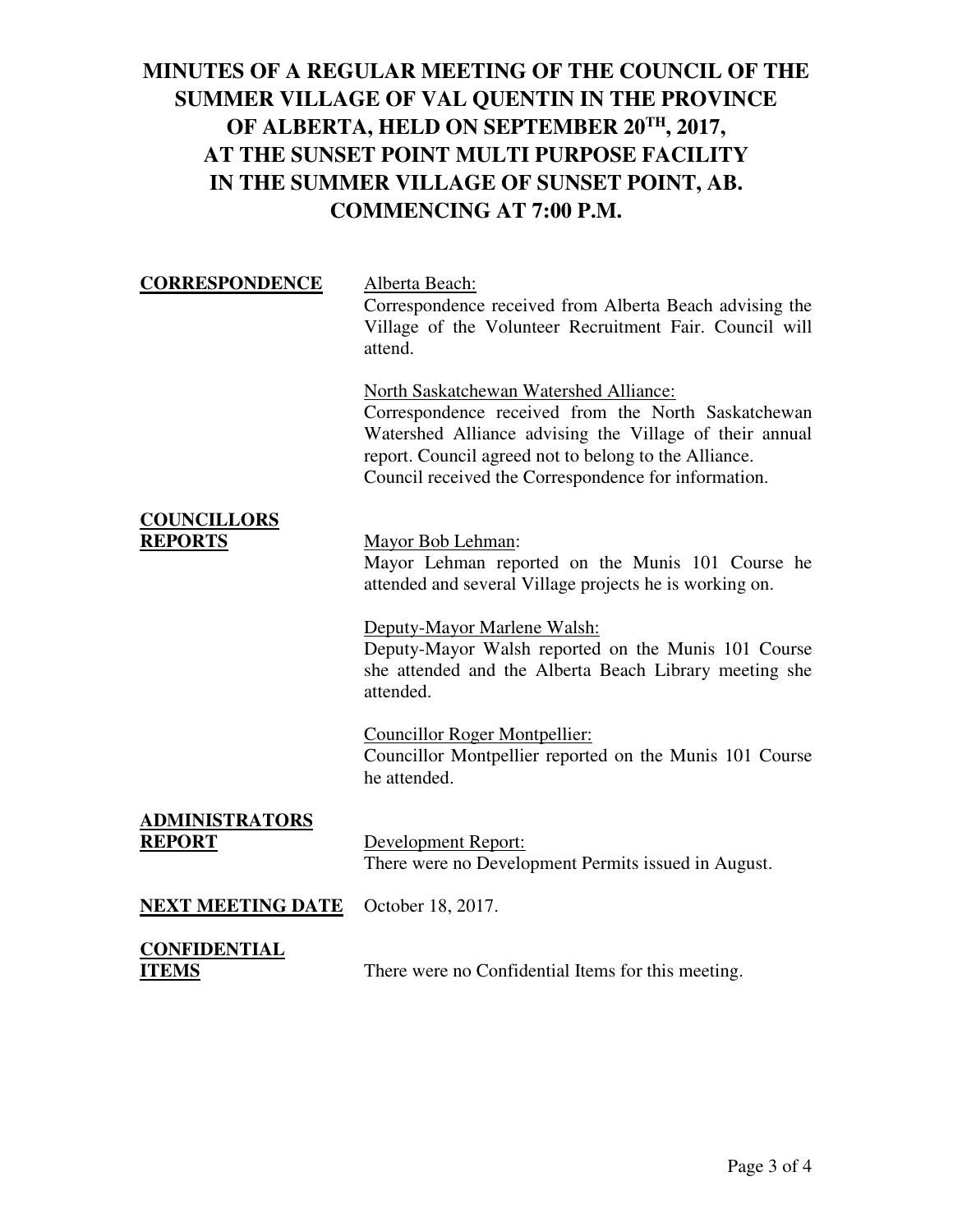# MINUTES OF A REGULAR MEETING OF THE COUNCIL OF THE SUMMER VILLAGE OF VAL QUENTIN IN THE PROVINCE OF ALBERTA, HELD ON SEPTEMBER 20TH, 2017, AT THE SUNSET POINT MULTI PURPOSE FACILITY IN THE SUMMER VILLAGE OF SUNSET POINT, AB. COMMENCING AT 7:00 P.M.

**CORRESPONDENCE**

Alberta Beach:
Correspondence received from Alberta Beach advising the Village of the Volunteer Recruitment Fair. Council will attend.

North Saskatchewan Watershed Alliance:
Correspondence received from the North Saskatchewan Watershed Alliance advising the Village of their annual report. Council agreed not to belong to the Alliance.
Council received the Correspondence for information.

**COUNCILLORS REPORTS**

Mayor Bob Lehman:
Mayor Lehman reported on the Munis 101 Course he attended and several Village projects he is working on.

Deputy-Mayor Marlene Walsh:
Deputy-Mayor Walsh reported on the Munis 101 Course she attended and the Alberta Beach Library meeting she attended.

Councillor Roger Montpellier:
Councillor Montpellier reported on the Munis 101 Course he attended.

**ADMINISTRATORS REPORT**

Development Report:
There were no Development Permits issued in August.

**NEXT MEETING DATE**

October 18, 2017.

**CONFIDENTIAL ITEMS**

There were no Confidential Items for this meeting.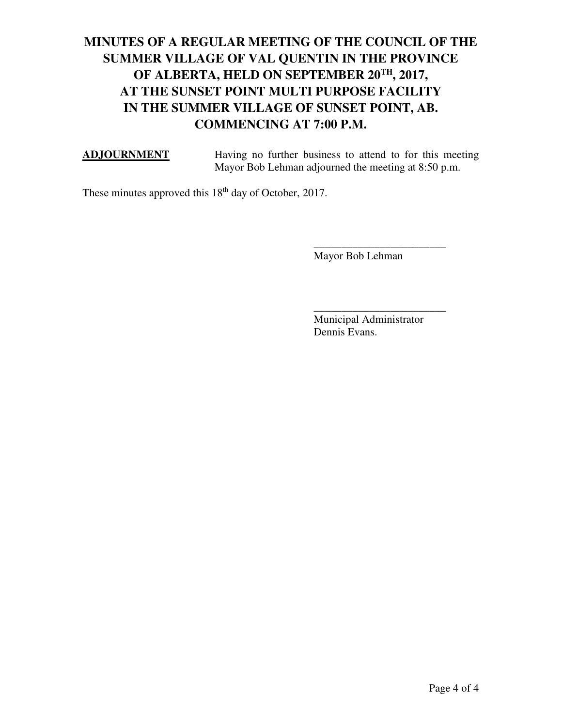# MINUTES OF A REGULAR MEETING OF THE COUNCIL OF THE SUMMER VILLAGE OF VAL QUENTIN IN THE PROVINCE OF ALBERTA, HELD ON SEPTEMBER 20TH, 2017, AT THE SUNSET POINT MULTI PURPOSE FACILITY IN THE SUMMER VILLAGE OF SUNSET POINT, AB. COMMENCING AT 7:00 P.M.

| | |
|---|---|
| **ADJOURNMENT** | Having no further business to attend to for this meeting Mayor Bob Lehman adjourned the meeting at 8:50 p.m. |

These minutes approved this 18th day of October, 2017.

________________________
Mayor Bob Lehman

________________________
Municipal Administrator
Dennis Evans.